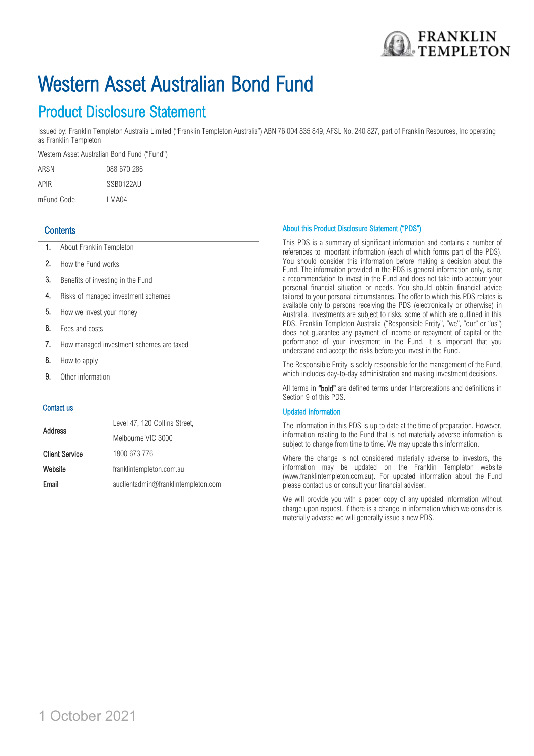# Western Asset Australian Bond Fund

## Product Disclosure Statement

Issued by: Franklin Templeton Australia Limited ("Franklin Templeton Australia") ABN 76 004 835 849, AFSL No. 240 827, part of Franklin Resources, Inc operating as Franklin Templeton

Western Asset Australian Bond Fund ("Fund")

| | |
|---|---|
| ARSN | 088 670 286 |
| APIR | SSB0122AU |
| mFund Code | LMA04 |

### Contents

1. About Franklin Templeton
2. How the Fund works
3. Benefits of investing in the Fund
4. Risks of managed investment schemes
5. How we invest your money
6. Fees and costs
7. How managed investment schemes are taxed
8. How to apply
9. Other information

### Contact us

| | |
|---|---|
| **Address** | Level 47, 120 Collins Street, Melbourne VIC 3000 |
| **Client Service** | 1800 673 776 |
| **Website** | franklintempleton.com.au |
| **Email** | auclientadmin@franklintempleton.com |

### About this Product Disclosure Statement ("PDS")

This PDS is a summary of significant information and contains a number of references to important information (each of which forms part of the PDS). You should consider this information before making a decision about the Fund. The information provided in the PDS is general information only, is not a recommendation to invest in the Fund and does not take into account your personal financial situation or needs. You should obtain financial advice tailored to your personal circumstances. The offer to which this PDS relates is available only to persons receiving the PDS (electronically or otherwise) in Australia. Investments are subject to risks, some of which are outlined in this PDS. Franklin Templeton Australia ("Responsible Entity", "we", "our" or "us") does not guarantee any payment of income or repayment of capital or the performance of your investment in the Fund. It is important that you understand and accept the risks before you invest in the Fund.

The Responsible Entity is solely responsible for the management of the Fund, which includes day-to-day administration and making investment decisions.

All terms in **"bold"** are defined terms under Interpretations and definitions in Section 9 of this PDS.

### Updated information

The information in this PDS is up to date at the time of preparation. However, information relating to the Fund that is not materially adverse information is subject to change from time to time. We may update this information.

Where the change is not considered materially adverse to investors, the information may be updated on the Franklin Templeton website (www.franklintempleton.com.au). For updated information about the Fund please contact us or consult your financial adviser.

We will provide you with a paper copy of any updated information without charge upon request. If there is a change in information which we consider is materially adverse we will generally issue a new PDS.

1 October 2021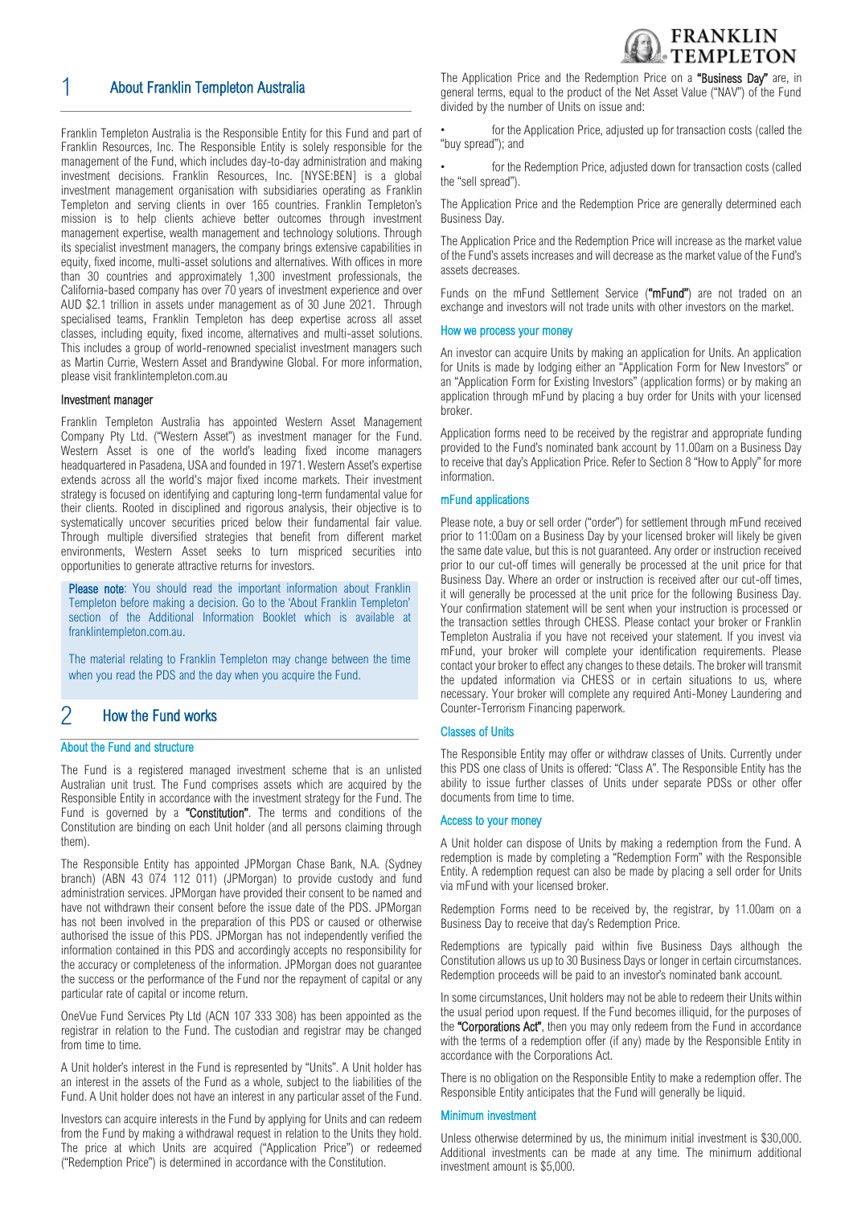## 1 About Franklin Templeton Australia

Franklin Templeton Australia is the Responsible Entity for this Fund and part of Franklin Resources, Inc. The Responsible Entity is solely responsible for the management of the Fund, which includes day-to-day administration and making investment decisions. Franklin Resources, Inc. [NYSE:BEN] is a global investment management organisation with subsidiaries operating as Franklin Templeton and serving clients in over 165 countries. Franklin Templeton's mission is to help clients achieve better outcomes through investment management expertise, wealth management and technology solutions. Through its specialist investment managers, the company brings extensive capabilities in equity, fixed income, multi-asset solutions and alternatives. With offices in more than 30 countries and approximately 1,300 investment professionals, the California-based company has over 70 years of investment experience and over AUD $2.1 trillion in assets under management as of 30 June 2021. Through specialised teams, Franklin Templeton has deep expertise across all asset classes, including equity, fixed income, alternatives and multi-asset solutions. This includes a group of world-renowned specialist investment managers such as Martin Currie, Western Asset and Brandywine Global. For more information, please visit franklintempleton.com.au

### Investment manager

Franklin Templeton Australia has appointed Western Asset Management Company Pty Ltd. ("Western Asset") as investment manager for the Fund. Western Asset is one of the world's leading fixed income managers headquartered in Pasadena, USA and founded in 1971. Western Asset's expertise extends across all the world's major fixed income markets. Their investment strategy is focused on identifying and capturing long-term fundamental value for their clients. Rooted in disciplined and rigorous analysis, their objective is to systematically uncover securities priced below their fundamental fair value. Through multiple diversified strategies that benefit from different market environments, Western Asset seeks to turn mispriced securities into opportunities to generate attractive returns for investors.

**Please note**: You should read the important information about Franklin Templeton before making a decision. Go to the 'About Franklin Templeton' section of the Additional Information Booklet which is available at franklintempleton.com.au.

The material relating to Franklin Templeton may change between the time when you read the PDS and the day when you acquire the Fund.

## 2 How the Fund works

### About the Fund and structure

The Fund is a registered managed investment scheme that is an unlisted Australian unit trust. The Fund comprises assets which are acquired by the Responsible Entity in accordance with the investment strategy for the Fund. The Fund is governed by a **"Constitution"**. The terms and conditions of the Constitution are binding on each Unit holder (and all persons claiming through them).

The Responsible Entity has appointed JPMorgan Chase Bank, N.A. (Sydney branch) (ABN 43 074 112 011) (JPMorgan) to provide custody and fund administration services. JPMorgan have provided their consent to be named and have not withdrawn their consent before the issue date of the PDS. JPMorgan has not been involved in the preparation of this PDS or caused or otherwise authorised the issue of this PDS. JPMorgan has not independently verified the information contained in this PDS and accordingly accepts no responsibility for the accuracy or completeness of the information. JPMorgan does not guarantee the success or the performance of the Fund nor the repayment of capital or any particular rate of capital or income return.

OneVue Fund Services Pty Ltd (ACN 107 333 308) has been appointed as the registrar in relation to the Fund. The custodian and registrar may be changed from time to time.

A Unit holder's interest in the Fund is represented by "Units". A Unit holder has an interest in the assets of the Fund as a whole, subject to the liabilities of the Fund. A Unit holder does not have an interest in any particular asset of the Fund.

Investors can acquire interests in the Fund by applying for Units and can redeem from the Fund by making a withdrawal request in relation to the Units they hold. The price at which Units are acquired ("Application Price") or redeemed ("Redemption Price") is determined in accordance with the Constitution.

The Application Price and the Redemption Price on a **"Business Day"** are, in general terms, equal to the product of the Net Asset Value ("NAV") of the Fund divided by the number of Units on issue and:

- for the Application Price, adjusted up for transaction costs (called the "buy spread"); and
- for the Redemption Price, adjusted down for transaction costs (called the "sell spread").

The Application Price and the Redemption Price are generally determined each Business Day.

The Application Price and the Redemption Price will increase as the market value of the Fund's assets increases and will decrease as the market value of the Fund's assets decreases.

Funds on the mFund Settlement Service (**"mFund"**) are not traded on an exchange and investors will not trade units with other investors on the market.

### How we process your money

An investor can acquire Units by making an application for Units. An application for Units is made by lodging either an "Application Form for New Investors" or an "Application Form for Existing Investors" (application forms) or by making an application through mFund by placing a buy order for Units with your licensed broker.

Application forms need to be received by the registrar and appropriate funding provided to the Fund's nominated bank account by 11.00am on a Business Day to receive that day's Application Price. Refer to Section 8 "How to Apply" for more information.

### mFund applications

Please note, a buy or sell order ("order") for settlement through mFund received prior to 11:00am on a Business Day by your licensed broker will likely be given the same date value, but this is not guaranteed. Any order or instruction received prior to our cut-off times will generally be processed at the unit price for that Business Day. Where an order or instruction is received after our cut-off times, it will generally be processed at the unit price for the following Business Day. Your confirmation statement will be sent when your instruction is processed or the transaction settles through CHESS. Please contact your broker or Franklin Templeton Australia if you have not received your statement. If you invest via mFund, your broker will complete your identification requirements. Please contact your broker to effect any changes to these details. The broker will transmit the updated information via CHESS or in certain situations to us, where necessary. Your broker will complete any required Anti-Money Laundering and Counter-Terrorism Financing paperwork.

### Classes of Units

The Responsible Entity may offer or withdraw classes of Units. Currently under this PDS one class of Units is offered: "Class A". The Responsible Entity has the ability to issue further classes of Units under separate PDSs or other offer documents from time to time.

### Access to your money

A Unit holder can dispose of Units by making a redemption from the Fund. A redemption is made by completing a "Redemption Form" with the Responsible Entity. A redemption request can also be made by placing a sell order for Units via mFund with your licensed broker.

Redemption Forms need to be received by, the registrar, by 11.00am on a Business Day to receive that day's Redemption Price.

Redemptions are typically paid within five Business Days although the Constitution allows us up to 30 Business Days or longer in certain circumstances. Redemption proceeds will be paid to an investor's nominated bank account.

In some circumstances, Unit holders may not be able to redeem their Units within the usual period upon request. If the Fund becomes illiquid, for the purposes of the **"Corporations Act"**, then you may only redeem from the Fund in accordance with the terms of a redemption offer (if any) made by the Responsible Entity in accordance with the Corporations Act.

There is no obligation on the Responsible Entity to make a redemption offer. The Responsible Entity anticipates that the Fund will generally be liquid.

### Minimum investment

Unless otherwise determined by us, the minimum initial investment is $30,000. Additional investments can be made at any time. The minimum additional investment amount is $5,000.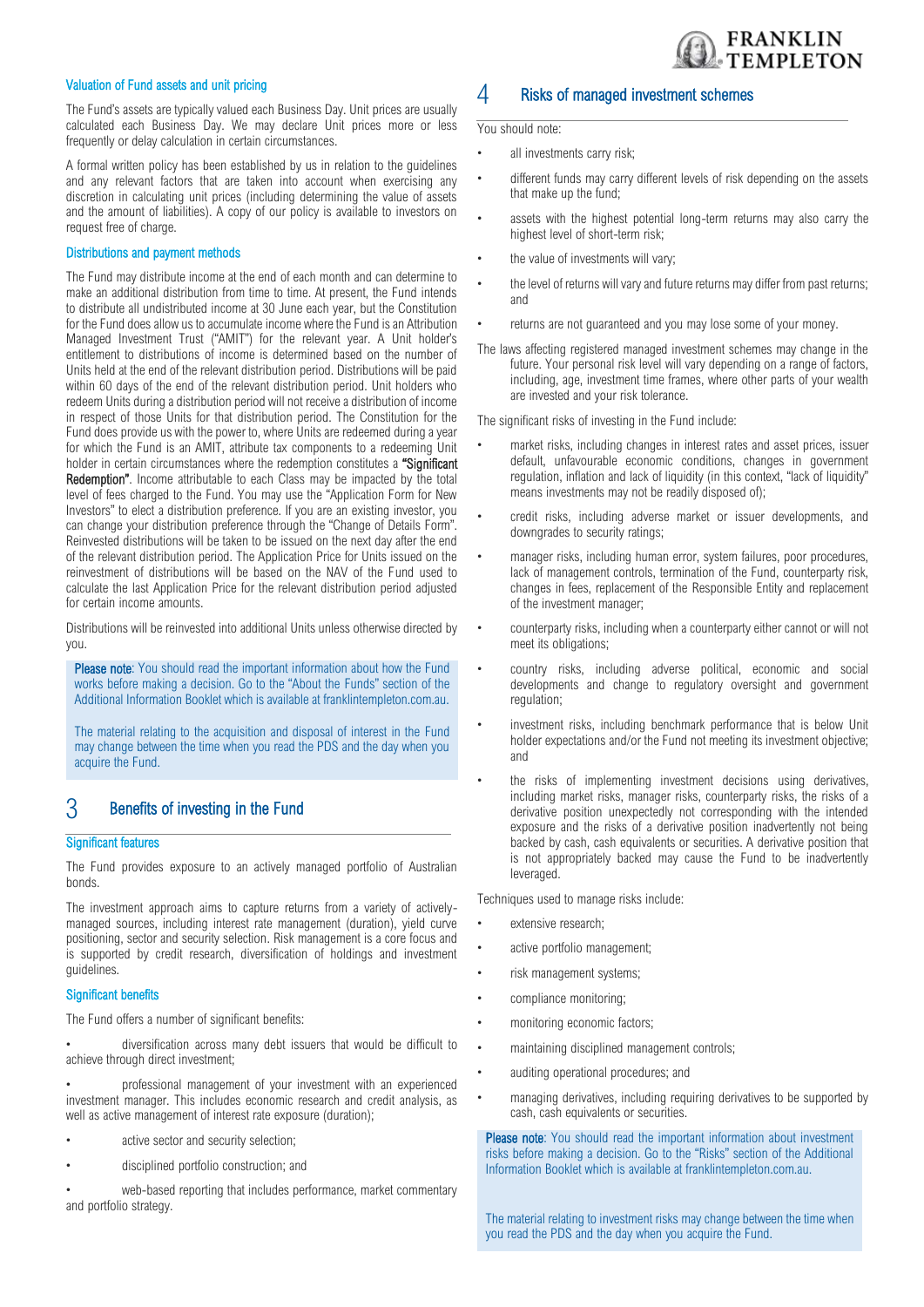### Valuation of Fund assets and unit pricing

The Fund's assets are typically valued each Business Day. Unit prices are usually calculated each Business Day. We may declare Unit prices more or less frequently or delay calculation in certain circumstances.

A formal written policy has been established by us in relation to the guidelines and any relevant factors that are taken into account when exercising any discretion in calculating unit prices (including determining the value of assets and the amount of liabilities). A copy of our policy is available to investors on request free of charge.

### Distributions and payment methods

The Fund may distribute income at the end of each month and can determine to make an additional distribution from time to time. At present, the Fund intends to distribute all undistributed income at 30 June each year, but the Constitution for the Fund does allow us to accumulate income where the Fund is an Attribution Managed Investment Trust ("AMIT") for the relevant year. A Unit holder's entitlement to distributions of income is determined based on the number of Units held at the end of the relevant distribution period. Distributions will be paid within 60 days of the end of the relevant distribution period. Unit holders who redeem Units during a distribution period will not receive a distribution of income in respect of those Units for that distribution period. The Constitution for the Fund does provide us with the power to, where Units are redeemed during a year for which the Fund is an AMIT, attribute tax components to a redeeming Unit holder in certain circumstances where the redemption constitutes a **"Significant Redemption"**. Income attributable to each Class may be impacted by the total level of fees charged to the Fund. You may use the "Application Form for New Investors" to elect a distribution preference. If you are an existing investor, you can change your distribution preference through the "Change of Details Form". Reinvested distributions will be taken to be issued on the next day after the end of the relevant distribution period. The Application Price for Units issued on the reinvestment of distributions will be based on the NAV of the Fund used to calculate the last Application Price for the relevant distribution period adjusted for certain income amounts.

Distributions will be reinvested into additional Units unless otherwise directed by you.

> **Please note**: You should read the important information about how the Fund works before making a decision. Go to the "About the Funds" section of the Additional Information Booklet which is available at franklintempleton.com.au.
>
> The material relating to the acquisition and disposal of interest in the Fund may change between the time when you read the PDS and the day when you acquire the Fund.

## 3 Benefits of investing in the Fund

### Significant features

The Fund provides exposure to an actively managed portfolio of Australian bonds.

The investment approach aims to capture returns from a variety of actively-managed sources, including interest rate management (duration), yield curve positioning, sector and security selection. Risk management is a core focus and is supported by credit research, diversification of holdings and investment guidelines.

### Significant benefits

The Fund offers a number of significant benefits:

- diversification across many debt issuers that would be difficult to achieve through direct investment;
- professional management of your investment with an experienced investment manager. This includes economic research and credit analysis, as well as active management of interest rate exposure (duration);
- active sector and security selection;
- disciplined portfolio construction; and
- web-based reporting that includes performance, market commentary and portfolio strategy.

## 4 Risks of managed investment schemes

You should note:

- all investments carry risk;
- different funds may carry different levels of risk depending on the assets that make up the fund;
- assets with the highest potential long-term returns may also carry the highest level of short-term risk;
- the value of investments will vary;
- the level of returns will vary and future returns may differ from past returns; and
- returns are not guaranteed and you may lose some of your money.

The laws affecting registered managed investment schemes may change in the future. Your personal risk level will vary depending on a range of factors, including, age, investment time frames, where other parts of your wealth are invested and your risk tolerance.

The significant risks of investing in the Fund include:

- market risks, including changes in interest rates and asset prices, issuer default, unfavourable economic conditions, changes in government regulation, inflation and lack of liquidity (in this context, "lack of liquidity" means investments may not be readily disposed of);
- credit risks, including adverse market or issuer developments, and downgrades to security ratings;
- manager risks, including human error, system failures, poor procedures, lack of management controls, termination of the Fund, counterparty risk, changes in fees, replacement of the Responsible Entity and replacement of the investment manager;
- counterparty risks, including when a counterparty either cannot or will not meet its obligations;
- country risks, including adverse political, economic and social developments and change to regulatory oversight and government regulation;
- investment risks, including benchmark performance that is below Unit holder expectations and/or the Fund not meeting its investment objective; and
- the risks of implementing investment decisions using derivatives, including market risks, manager risks, counterparty risks, the risks of a derivative position unexpectedly not corresponding with the intended exposure and the risks of a derivative position inadvertently not being backed by cash, cash equivalents or securities. A derivative position that is not appropriately backed may cause the Fund to be inadvertently leveraged.

Techniques used to manage risks include:

- extensive research;
- active portfolio management;
- risk management systems;
- compliance monitoring;
- monitoring economic factors;
- maintaining disciplined management controls;
- auditing operational procedures; and
- managing derivatives, including requiring derivatives to be supported by cash, cash equivalents or securities.

> **Please note**: You should read the important information about investment risks before making a decision. Go to the "Risks" section of the Additional Information Booklet which is available at franklintempleton.com.au.
>
> The material relating to investment risks may change between the time when you read the PDS and the day when you acquire the Fund.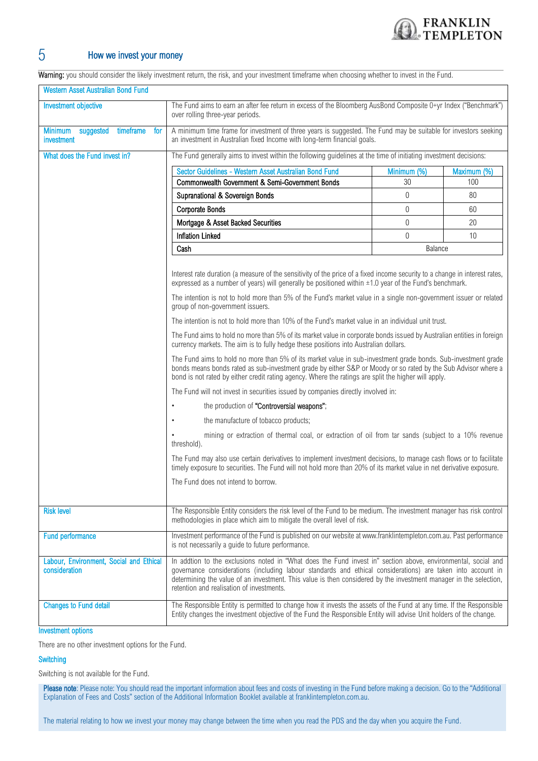# 5 How we invest your money

**Warning:** you should consider the likely investment return, the risk, and your investment timeframe when choosing whether to invest in the Fund.

**Western Asset Australian Bond Fund**

**Investment objective**

The Fund aims to earn an after fee return in excess of the Bloomberg AusBond Composite 0+yr Index ("Benchmark") over rolling three-year periods.

**Minimum suggested timeframe for investment**

A minimum time frame for investment of three years is suggested. The Fund may be suitable for investors seeking an investment in Australian fixed Income with long-term financial goals.

**What does the Fund invest in?**

The Fund generally aims to invest within the following guidelines at the time of initiating investment decisions:

| Sector Guidelines - Western Asset Australian Bond Fund | Minimum (%) | Maximum (%) |
|---|---|---|
| Commonwealth Government & Semi-Government Bonds | 30 | 100 |
| Supranational & Sovereign Bonds | 0 | 80 |
| Corporate Bonds | 0 | 60 |
| Mortgage & Asset Backed Securities | 0 | 20 |
| Inflation Linked | 0 | 10 |
| Cash | Balance | |

Interest rate duration (a measure of the sensitivity of the price of a fixed income security to a change in interest rates, expressed as a number of years) will generally be positioned within ±1.0 year of the Fund's benchmark.

The intention is not to hold more than 5% of the Fund's market value in a single non-government issuer or related group of non-government issuers.

The intention is not to hold more than 10% of the Fund's market value in an individual unit trust.

The Fund aims to hold no more than 5% of its market value in corporate bonds issued by Australian entities in foreign currency markets. The aim is to fully hedge these positions into Australian dollars.

The Fund aims to hold no more than 5% of its market value in sub-investment grade bonds. Sub-investment grade bonds means bonds rated as sub-investment grade by either S&P or Moody or so rated by the Sub Advisor where a bond is not rated by either credit rating agency. Where the ratings are split the higher will apply.

The Fund will not invest in securities issued by companies directly involved in:

- the production of **"Controversial weapons"**;
- the manufacture of tobacco products;
- mining or extraction of thermal coal, or extraction of oil from tar sands (subject to a 10% revenue threshold).

The Fund may also use certain derivatives to implement investment decisions, to manage cash flows or to facilitate timely exposure to securities. The Fund will not hold more than 20% of its market value in net derivative exposure.

The Fund does not intend to borrow.

**Risk level**

The Responsible Entity considers the risk level of the Fund to be medium. The investment manager has risk control methodologies in place which aim to mitigate the overall level of risk.

**Fund performance**

Investment performance of the Fund is published on our website at www.franklintempleton.com.au. Past performance is not necessarily a guide to future performance.

**Labour, Environment, Social and Ethical consideration**

In addtion to the exclusions noted in "What does the Fund invest in" section above, environmental, social and governance considerations (including labour standards and ethical considerations) are taken into account in determining the value of an investment. This value is then considered by the investment manager in the selection, retention and realisation of investments.

**Changes to Fund detail**

The Responsible Entity is permitted to change how it invests the assets of the Fund at any time. If the Responsible Entity changes the investment objective of the Fund the Responsible Entity will advise Unit holders of the change.

## Investment options

There are no other investment options for the Fund.

## Switching

Switching is not available for the Fund.

**Please note**: Please note: You should read the important information about fees and costs of investing in the Fund before making a decision. Go to the "Additional Explanation of Fees and Costs" section of the Additional Information Booklet available at franklintempleton.com.au.

The material relating to how we invest your money may change between the time when you read the PDS and the day when you acquire the Fund.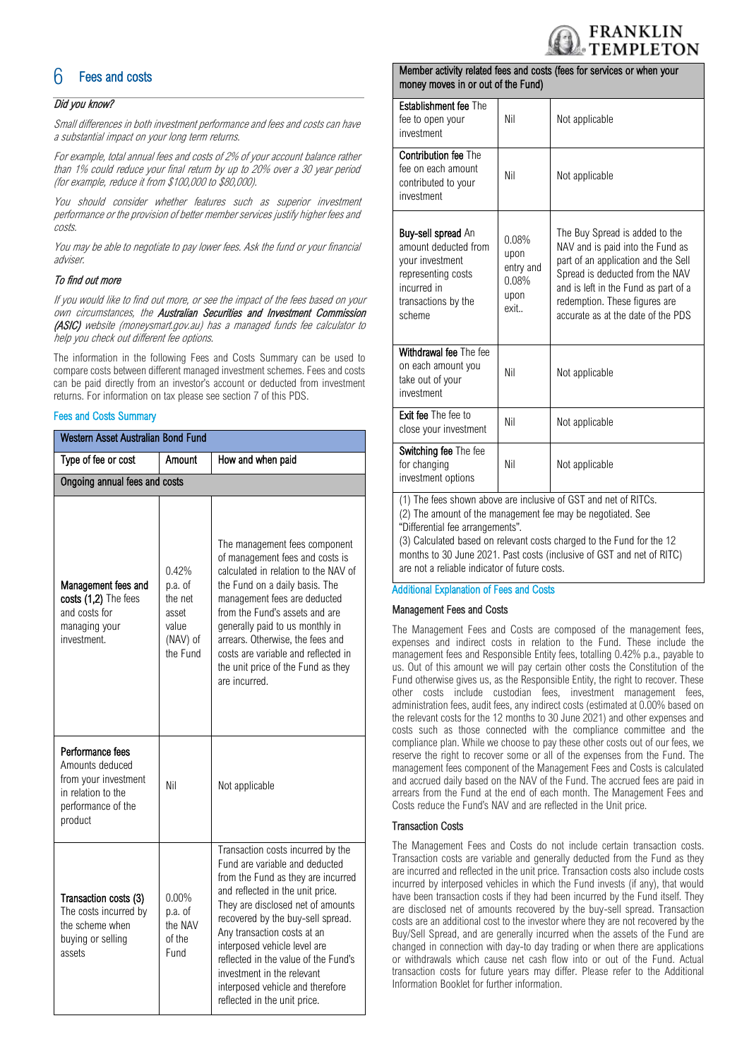## 6 Fees and costs

### *Did you know?*

*Small differences in both investment performance and fees and costs can have a substantial impact on your long term returns.*

*For example, total annual fees and costs of 2% of your account balance rather than 1% could reduce your final return by up to 20% over a 30 year period (for example, reduce it from $100,000 to $80,000).*

*You should consider whether features such as superior investment performance or the provision of better member services justify higher fees and costs.*

*You may be able to negotiate to pay lower fees. Ask the fund or your financial adviser.*

### *To find out more*

*If you would like to find out more, or see the impact of the fees based on your own circumstances, the* ***Australian Securities and Investment Commission (ASIC)*** *website (moneysmart.gov.au) has a managed funds fee calculator to help you check out different fee options.*

The information in the following Fees and Costs Summary can be used to compare costs between different managed investment schemes. Fees and costs can be paid directly from an investor's account or deducted from investment returns. For information on tax please see section 7 of this PDS.

### Fees and Costs Summary

| Western Asset Australian Bond Fund | | |
|---|---|---|
| **Type of fee or cost** | **Amount** | **How and when paid** |
| **Ongoing annual fees and costs** | | |
| **Management fees and costs (1,2)** The fees and costs for managing your investment. | 0.42% p.a. of the net asset value (NAV) of the Fund | The management fees component of management fees and costs is calculated in relation to the NAV of the Fund on a daily basis. The management fees are deducted from the Fund's assets and are generally paid to us monthly in arrears. Otherwise, the fees and costs are variable and reflected in the unit price of the Fund as they are incurred. |
| **Performance fees** Amounts deducted from your investment in relation to the performance of the product | Nil | Not applicable |
| **Transaction costs (3)** The costs incurred by the scheme when buying or selling assets | 0.00% p.a. of the NAV of the Fund | Transaction costs incurred by the Fund are variable and deducted from the Fund as they are incurred and reflected in the unit price. They are disclosed net of amounts recovered by the buy-sell spread. Any transaction costs at an interposed vehicle level are reflected in the value of the Fund's investment in the relevant interposed vehicle and therefore reflected in the unit price. |
| **Member activity related fees and costs (fees for services or when your money moves in or out of the Fund)** | | |
| **Establishment fee** The fee to open your investment | Nil | Not applicable |
| **Contribution fee** The fee on each amount contributed to your investment | Nil | Not applicable |
| **Buy-sell spread** An amount deducted from your investment representing costs incurred in transactions by the scheme | 0.08% upon entry and 0.08% upon exit.. | The Buy Spread is added to the NAV and is paid into the Fund as part of an application and the Sell Spread is deducted from the NAV and is left in the Fund as part of a redemption. These figures are accurate as at the date of the PDS |
| **Withdrawal fee** The fee on each amount you take out of your investment | Nil | Not applicable |
| **Exit fee** The fee to close your investment | Nil | Not applicable |
| **Switching fee** The fee for changing investment options | Nil | Not applicable |

(1) The fees shown above are inclusive of GST and net of RITCs.
(2) The amount of the management fee may be negotiated. See "Differential fee arrangements".
(3) Calculated based on relevant costs charged to the Fund for the 12 months to 30 June 2021. Past costs (inclusive of GST and net of RITC) are not a reliable indicator of future costs.

### Additional Explanation of Fees and Costs

#### Management Fees and Costs

The Management Fees and Costs are composed of the management fees, expenses and indirect costs in relation to the Fund. These include the management fees and Responsible Entity fees, totalling 0.42% p.a., payable to us. Out of this amount we will pay certain other costs the Constitution of the Fund otherwise gives us, as the Responsible Entity, the right to recover. These other costs include custodian fees, investment management fees, administration fees, audit fees, any indirect costs (estimated at 0.00% based on the relevant costs for the 12 months to 30 June 2021) and other expenses and costs such as those connected with the compliance committee and the compliance plan. While we choose to pay these other costs out of our fees, we reserve the right to recover some or all of the expenses from the Fund. The management fees component of the Management Fees and Costs is calculated and accrued daily based on the NAV of the Fund. The accrued fees are paid in arrears from the Fund at the end of each month. The Management Fees and Costs reduce the Fund's NAV and are reflected in the Unit price.

#### Transaction Costs

The Management Fees and Costs do not include certain transaction costs. Transaction costs are variable and generally deducted from the Fund as they are incurred and reflected in the unit price. Transaction costs also include costs incurred by interposed vehicles in which the Fund invests (if any), that would have been transaction costs if they had been incurred by the Fund itself. They are disclosed net of amounts recovered by the buy-sell spread. Transaction costs are an additional cost to the investor where they are not recovered by the Buy/Sell Spread, and are generally incurred when the assets of the Fund are changed in connection with day-to day trading or when there are applications or withdrawals which cause net cash flow into or out of the Fund. Actual transaction costs for future years may differ. Please refer to the Additional Information Booklet for further information.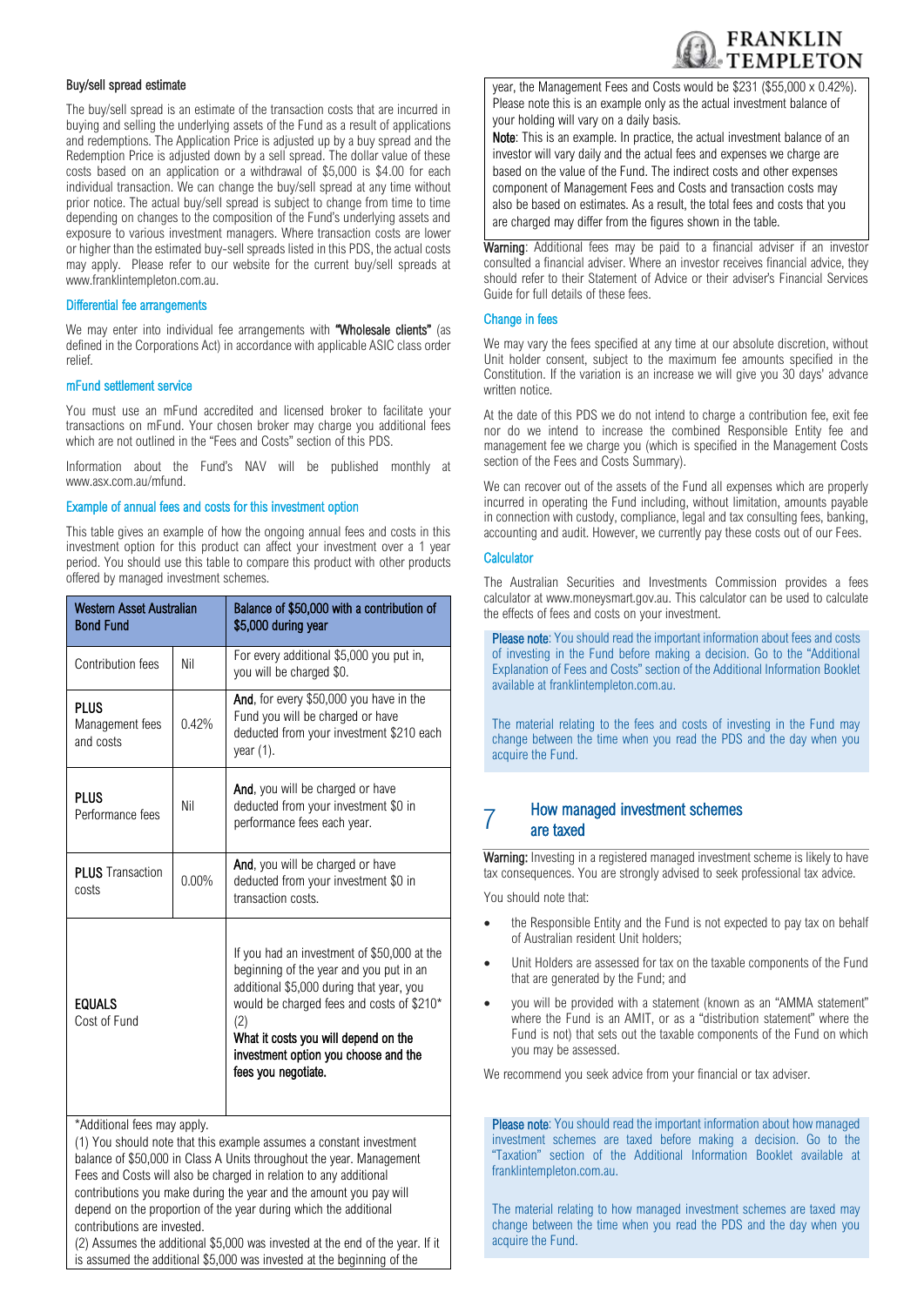### Buy/sell spread estimate

The buy/sell spread is an estimate of the transaction costs that are incurred in buying and selling the underlying assets of the Fund as a result of applications and redemptions. The Application Price is adjusted up by a buy spread and the Redemption Price is adjusted down by a sell spread. The dollar value of these costs based on an application or a withdrawal of $5,000 is $4.00 for each individual transaction. We can change the buy/sell spread at any time without prior notice. The actual buy/sell spread is subject to change from time to time depending on changes to the composition of the Fund's underlying assets and exposure to various investment managers. Where transaction costs are lower or higher than the estimated buy-sell spreads listed in this PDS, the actual costs may apply. Please refer to our website for the current buy/sell spreads at www.franklintempleton.com.au.

### Differential fee arrangements

We may enter into individual fee arrangements with **"Wholesale clients"** (as defined in the Corporations Act) in accordance with applicable ASIC class order relief.

### mFund settlement service

You must use an mFund accredited and licensed broker to facilitate your transactions on mFund. Your chosen broker may charge you additional fees which are not outlined in the "Fees and Costs" section of this PDS.

Information about the Fund's NAV will be published monthly at www.asx.com.au/mfund.

### Example of annual fees and costs for this investment option

This table gives an example of how the ongoing annual fees and costs in this investment option for this product can affect your investment over a 1 year period. You should use this table to compare this product with other products offered by managed investment schemes.

| Western Asset Australian Bond Fund | | Balance of $50,000 with a contribution of $5,000 during year |
|---|---|---|
| Contribution fees | Nil | For every additional $5,000 you put in, you will be charged $0. |
| **PLUS** Management fees and costs | 0.42% | **And**, for every $50,000 you have in the Fund you will be charged or have deducted from your investment $210 each year (1). |
| **PLUS** Performance fees | Nil | **And**, you will be charged or have deducted from your investment $0 in performance fees each year. |
| **PLUS** Transaction costs | 0.00% | **And**, you will be charged or have deducted from your investment $0 in transaction costs. |
| **EQUALS** Cost of Fund | | If you had an investment of $50,000 at the beginning of the year and you put in an additional $5,000 during that year, you would be charged fees and costs of $210* (2) **What it costs you will depend on the investment option you choose and the fees you negotiate.** |

*Additional fees may apply.

(1) You should note that this example assumes a constant investment balance of $50,000 in Class A Units throughout the year. Management Fees and Costs will also be charged in relation to any additional contributions you make during the year and the amount you pay will depend on the proportion of the year during which the additional contributions are invested.

(2) Assumes the additional $5,000 was invested at the end of the year. If it is assumed the additional $5,000 was invested at the beginning of the year, the Management Fees and Costs would be $231 ($55,000 x 0.42%). Please note this is an example only as the actual investment balance of your holding will vary on a daily basis.

**Note**: This is an example. In practice, the actual investment balance of an investor will vary daily and the actual fees and expenses we charge are based on the value of the Fund. The indirect costs and other expenses component of Management Fees and Costs and transaction costs may also be based on estimates. As a result, the total fees and costs that you are charged may differ from the figures shown in the table.

**Warning**: Additional fees may be paid to a financial adviser if an investor consulted a financial adviser. Where an investor receives financial advice, they should refer to their Statement of Advice or their adviser's Financial Services Guide for full details of these fees.

### Change in fees

We may vary the fees specified at any time at our absolute discretion, without Unit holder consent, subject to the maximum fee amounts specified in the Constitution. If the variation is an increase we will give you 30 days' advance written notice.

At the date of this PDS we do not intend to charge a contribution fee, exit fee nor do we intend to increase the combined Responsible Entity fee and management fee we charge you (which is specified in the Management Costs section of the Fees and Costs Summary).

We can recover out of the assets of the Fund all expenses which are properly incurred in operating the Fund including, without limitation, amounts payable in connection with custody, compliance, legal and tax consulting fees, banking, accounting and audit. However, we currently pay these costs out of our Fees.

### Calculator

The Australian Securities and Investments Commission provides a fees calculator at www.moneysmart.gov.au. This calculator can be used to calculate the effects of fees and costs on your investment.

**Please note**: You should read the important information about fees and costs of investing in the Fund before making a decision. Go to the "Additional Explanation of Fees and Costs" section of the Additional Information Booklet available at franklintempleton.com.au.

The material relating to the fees and costs of investing in the Fund may change between the time when you read the PDS and the day when you acquire the Fund.

## 7 How managed investment schemes are taxed

**Warning:** Investing in a registered managed investment scheme is likely to have tax consequences. You are strongly advised to seek professional tax advice.

You should note that:

- the Responsible Entity and the Fund is not expected to pay tax on behalf of Australian resident Unit holders;
- Unit Holders are assessed for tax on the taxable components of the Fund that are generated by the Fund; and
- you will be provided with a statement (known as an "AMMA statement" where the Fund is an AMIT, or as a "distribution statement" where the Fund is not) that sets out the taxable components of the Fund on which you may be assessed.

We recommend you seek advice from your financial or tax adviser.

**Please note**: You should read the important information about how managed investment schemes are taxed before making a decision. Go to the "Taxation" section of the Additional Information Booklet available at franklintempleton.com.au.

The material relating to how managed investment schemes are taxed may change between the time when you read the PDS and the day when you acquire the Fund.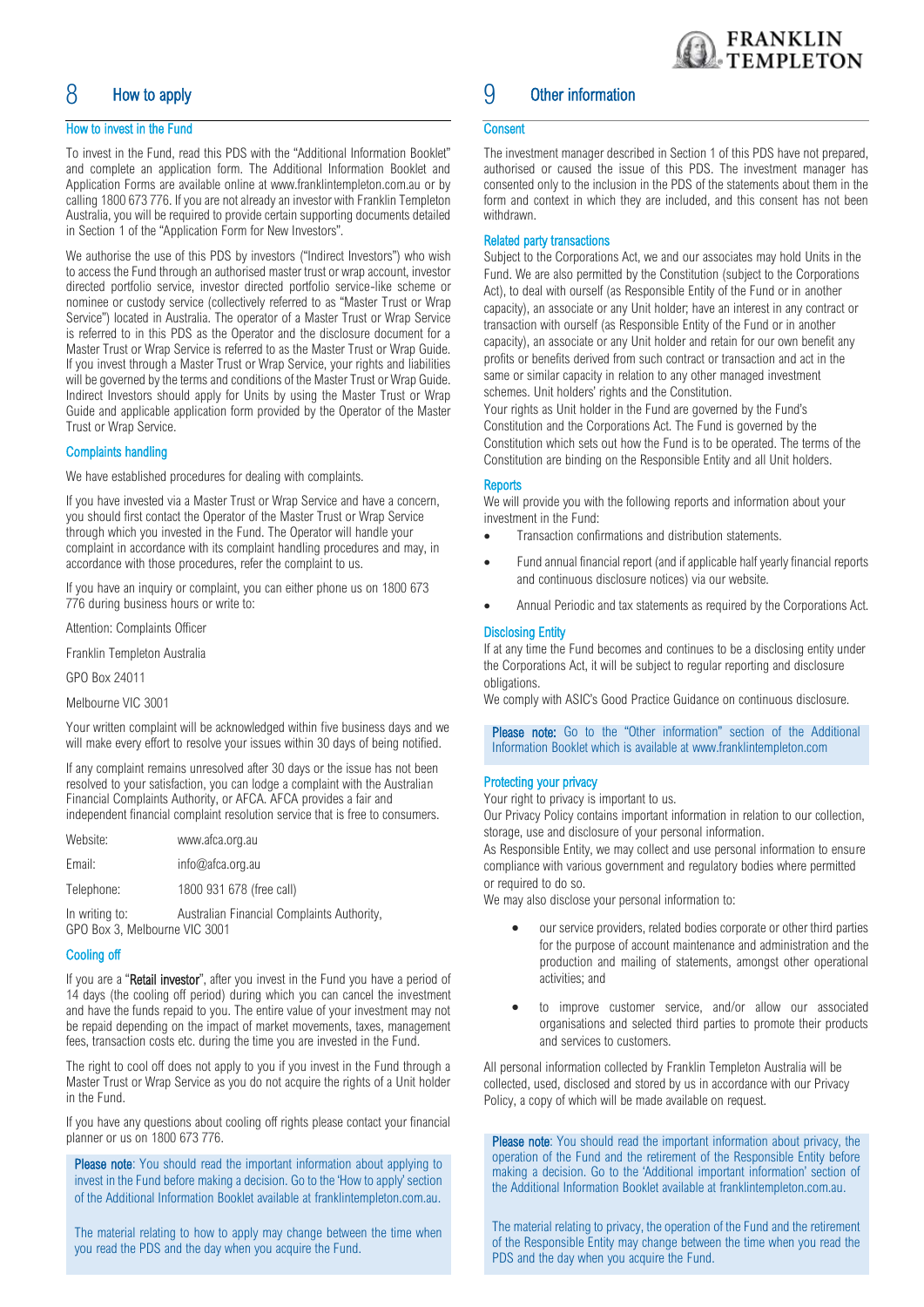## 8 How to apply

### How to invest in the Fund

To invest in the Fund, read this PDS with the "Additional Information Booklet" and complete an application form. The Additional Information Booklet and Application Forms are available online at www.franklintempleton.com.au or by calling 1800 673 776. If you are not already an investor with Franklin Templeton Australia, you will be required to provide certain supporting documents detailed in Section 1 of the "Application Form for New Investors".

We authorise the use of this PDS by investors ("Indirect Investors") who wish to access the Fund through an authorised master trust or wrap account, investor directed portfolio service, investor directed portfolio service-like scheme or nominee or custody service (collectively referred to as "Master Trust or Wrap Service") located in Australia. The operator of a Master Trust or Wrap Service is referred to in this PDS as the Operator and the disclosure document for a Master Trust or Wrap Service is referred to as the Master Trust or Wrap Guide. If you invest through a Master Trust or Wrap Service, your rights and liabilities will be governed by the terms and conditions of the Master Trust or Wrap Guide. Indirect Investors should apply for Units by using the Master Trust or Wrap Guide and applicable application form provided by the Operator of the Master Trust or Wrap Service.

### Complaints handling

We have established procedures for dealing with complaints.

If you have invested via a Master Trust or Wrap Service and have a concern, you should first contact the Operator of the Master Trust or Wrap Service through which you invested in the Fund. The Operator will handle your complaint in accordance with its complaint handling procedures and may, in accordance with those procedures, refer the complaint to us.

If you have an inquiry or complaint, you can either phone us on 1800 673 776 during business hours or write to:

Attention: Complaints Officer

Franklin Templeton Australia

GPO Box 24011

Melbourne VIC 3001

Your written complaint will be acknowledged within five business days and we will make every effort to resolve your issues within 30 days of being notified.

If any complaint remains unresolved after 30 days or the issue has not been resolved to your satisfaction, you can lodge a complaint with the Australian Financial Complaints Authority, or AFCA. AFCA provides a fair and independent financial complaint resolution service that is free to consumers.

Website: www.afca.org.au

Email: info@afca.org.au

Telephone: 1800 931 678 (free call)

In writing to: Australian Financial Complaints Authority, GPO Box 3, Melbourne VIC 3001

### Cooling off

If you are a "**Retail investor**", after you invest in the Fund you have a period of 14 days (the cooling off period) during which you can cancel the investment and have the funds repaid to you. The entire value of your investment may not be repaid depending on the impact of market movements, taxes, management fees, transaction costs etc. during the time you are invested in the Fund.

The right to cool off does not apply to you if you invest in the Fund through a Master Trust or Wrap Service as you do not acquire the rights of a Unit holder in the Fund.

If you have any questions about cooling off rights please contact your financial planner or us on 1800 673 776.

**Please note**: You should read the important information about applying to invest in the Fund before making a decision. Go to the 'How to apply' section of the Additional Information Booklet available at franklintempleton.com.au.

The material relating to how to apply may change between the time when you read the PDS and the day when you acquire the Fund.

## 9 Other information

### Consent

The investment manager described in Section 1 of this PDS have not prepared, authorised or caused the issue of this PDS. The investment manager has consented only to the inclusion in the PDS of the statements about them in the form and context in which they are included, and this consent has not been withdrawn.

### Related party transactions

Subject to the Corporations Act, we and our associates may hold Units in the Fund. We are also permitted by the Constitution (subject to the Corporations Act), to deal with ourself (as Responsible Entity of the Fund or in another capacity), an associate or any Unit holder; have an interest in any contract or transaction with ourself (as Responsible Entity of the Fund or in another capacity), an associate or any Unit holder and retain for our own benefit any profits or benefits derived from such contract or transaction and act in the same or similar capacity in relation to any other managed investment schemes. Unit holders' rights and the Constitution.

Your rights as Unit holder in the Fund are governed by the Fund's Constitution and the Corporations Act. The Fund is governed by the Constitution which sets out how the Fund is to be operated. The terms of the Constitution are binding on the Responsible Entity and all Unit holders.

### Reports

We will provide you with the following reports and information about your investment in the Fund:

- Transaction confirmations and distribution statements.
- Fund annual financial report (and if applicable half yearly financial reports and continuous disclosure notices) via our website.
- Annual Periodic and tax statements as required by the Corporations Act.

### Disclosing Entity

If at any time the Fund becomes and continues to be a disclosing entity under the Corporations Act, it will be subject to regular reporting and disclosure obligations.

We comply with ASIC's Good Practice Guidance on continuous disclosure.

**Please note:** Go to the "Other information" section of the Additional Information Booklet which is available at www.franklintempleton.com

### Protecting your privacy

Your right to privacy is important to us.

Our Privacy Policy contains important information in relation to our collection, storage, use and disclosure of your personal information.

As Responsible Entity, we may collect and use personal information to ensure compliance with various government and regulatory bodies where permitted or required to do so.

We may also disclose your personal information to:

- our service providers, related bodies corporate or other third parties for the purpose of account maintenance and administration and the production and mailing of statements, amongst other operational activities; and
- to improve customer service, and/or allow our associated organisations and selected third parties to promote their products and services to customers.

All personal information collected by Franklin Templeton Australia will be collected, used, disclosed and stored by us in accordance with our Privacy Policy, a copy of which will be made available on request.

**Please note**: You should read the important information about privacy, the operation of the Fund and the retirement of the Responsible Entity before making a decision. Go to the 'Additional important information' section of the Additional Information Booklet available at franklintempleton.com.au.

The material relating to privacy, the operation of the Fund and the retirement of the Responsible Entity may change between the time when you read the PDS and the day when you acquire the Fund.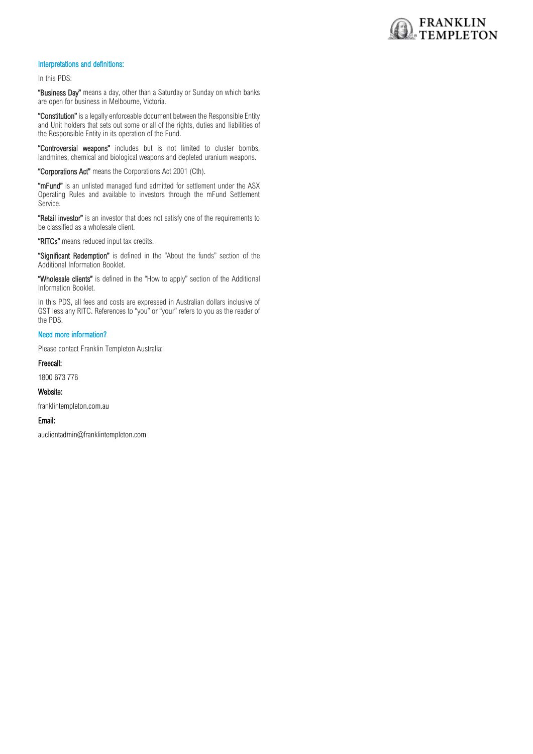## Interpretations and definitions:

In this PDS:

**"Business Day"** means a day, other than a Saturday or Sunday on which banks are open for business in Melbourne, Victoria.

**"Constitution"** is a legally enforceable document between the Responsible Entity and Unit holders that sets out some or all of the rights, duties and liabilities of the Responsible Entity in its operation of the Fund.

**"Controversial weapons"** includes but is not limited to cluster bombs, landmines, chemical and biological weapons and depleted uranium weapons.

**"Corporations Act"** means the Corporations Act 2001 (Cth).

**"mFund"** is an unlisted managed fund admitted for settlement under the ASX Operating Rules and available to investors through the mFund Settlement Service.

**"Retail investor"** is an investor that does not satisfy one of the requirements to be classified as a wholesale client.

**"RITCs"** means reduced input tax credits.

**"Significant Redemption"** is defined in the "About the funds" section of the Additional Information Booklet.

**"Wholesale clients"** is defined in the "How to apply" section of the Additional Information Booklet.

In this PDS, all fees and costs are expressed in Australian dollars inclusive of GST less any RITC. References to "you" or "your" refers to you as the reader of the PDS.

## Need more information?

Please contact Franklin Templeton Australia:

**Freecall:**

1800 673 776

**Website:**

franklintempleton.com.au

**Email:**

auclientadmin@franklintempleton.com